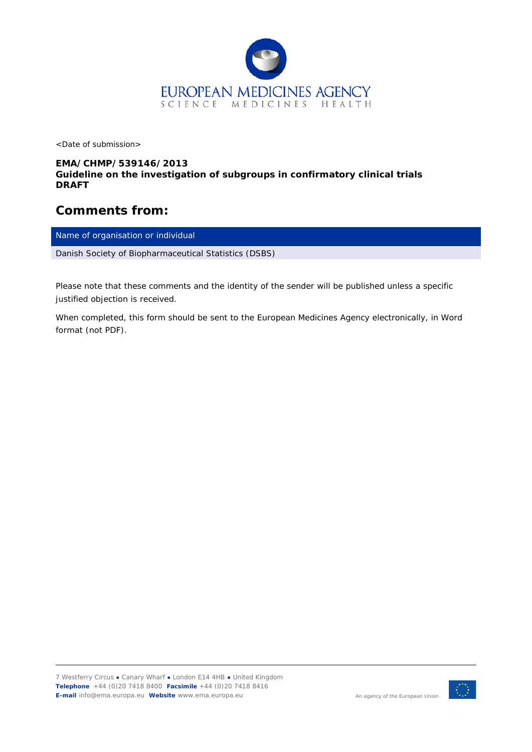<Date of submission>

**EMA/CHMP/539146/2013**
**Guideline on the investigation of subgroups in confirmatory clinical trials**
**DRAFT**

## Comments from:

| Name of organisation or individual |
| --- |
| Danish Society of Biopharmaceutical Statistics (DSBS) |

Please note that these comments and the identity of the sender will be published unless a specific justified objection is received.

When completed, this form should be sent to the European Medicines Agency electronically, in Word format (not PDF).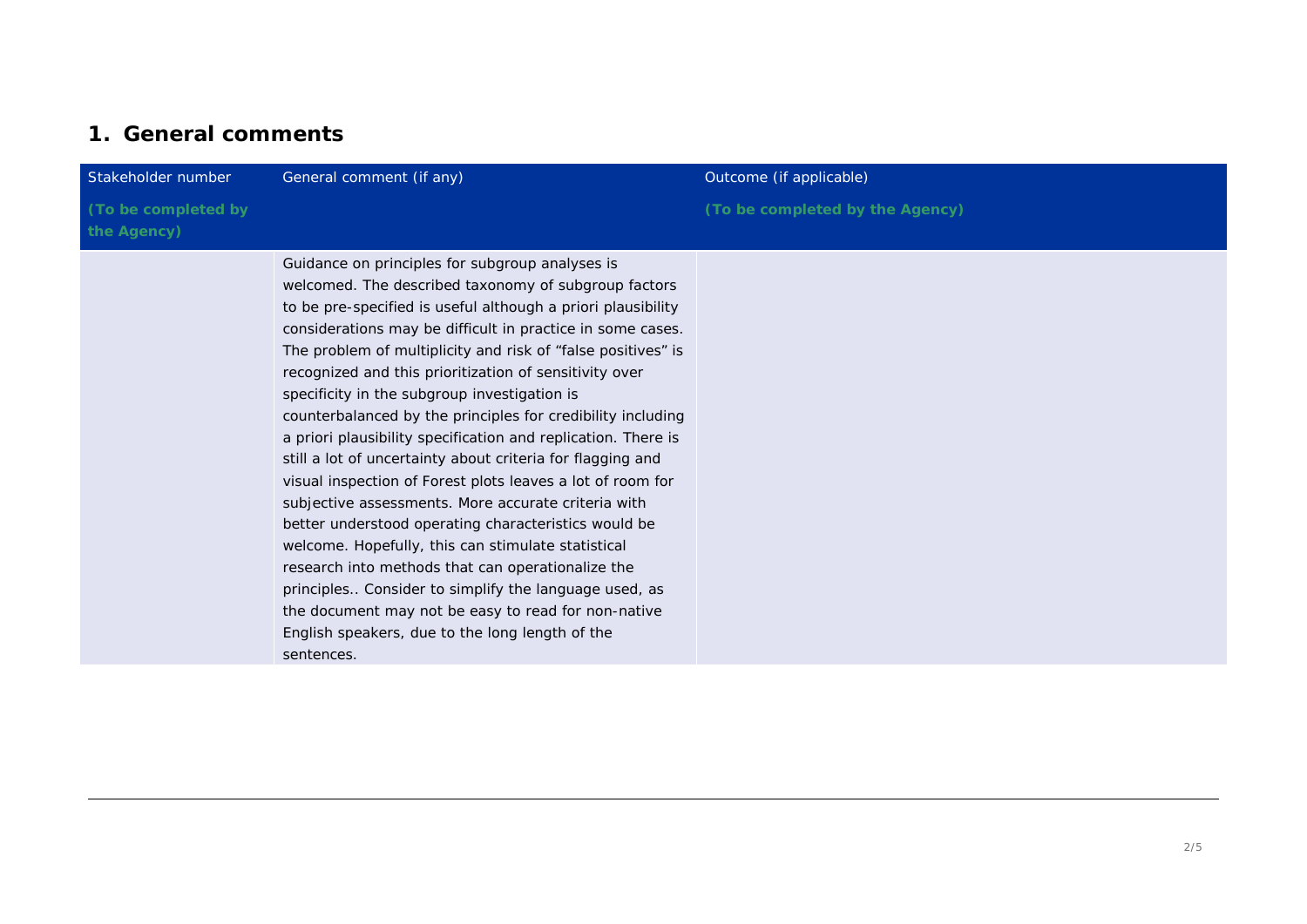## 1. General comments

| Stakeholder number (To be completed by the Agency) | General comment (if any) | Outcome (if applicable) (To be completed by the Agency) |
|---|---|---|
| | Guidance on principles for subgroup analyses is welcomed. The described taxonomy of subgroup factors to be pre-specified is useful although a priori plausibility considerations may be difficult in practice in some cases. The problem of multiplicity and risk of "false positives" is recognized and this prioritization of sensitivity over specificity in the subgroup investigation is counterbalanced by the principles for credibility including a priori plausibility specification and replication. There is still a lot of uncertainty about criteria for flagging and visual inspection of Forest plots leaves a lot of room for subjective assessments. More accurate criteria with better understood operating characteristics would be welcome. Hopefully, this can stimulate statistical research into methods that can operationalize the principles.. Consider to simplify the language used, as the document may not be easy to read for non-native English speakers, due to the long length of the sentences. | |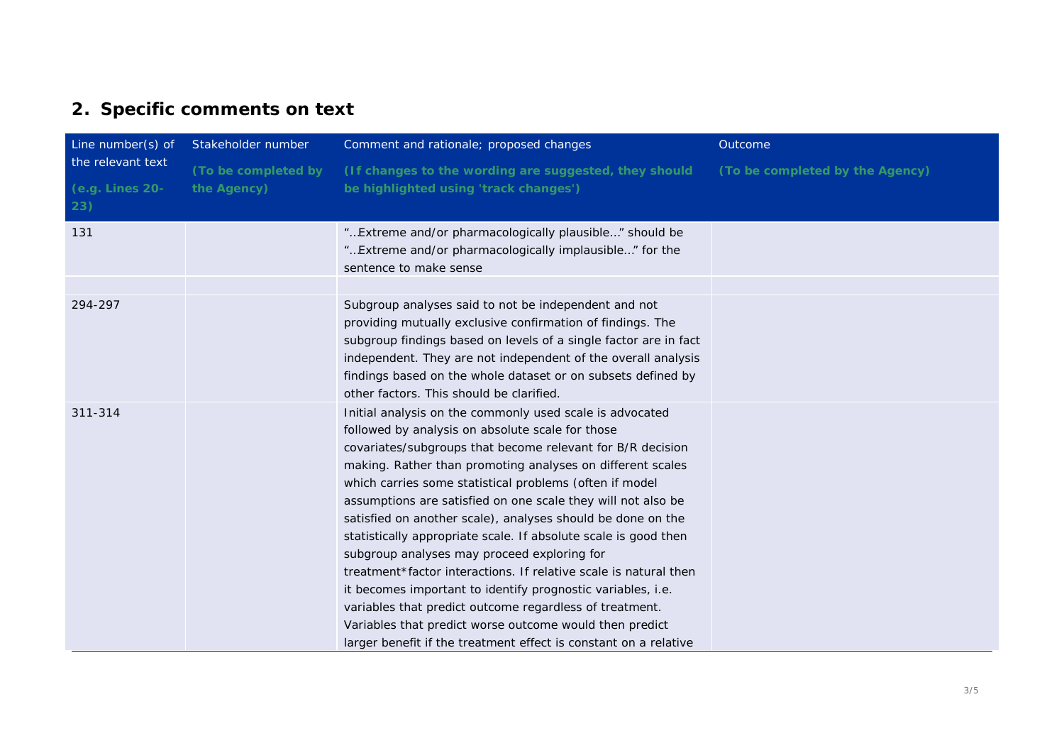## 2. Specific comments on text

| Line number(s) of the relevant text **(e.g. Lines 20-23)** | Stakeholder number **(To be completed by the Agency)** | Comment and rationale; proposed changes **(If changes to the wording are suggested, they should be highlighted using 'track changes')** | Outcome **(To be completed by the Agency)** |
|---|---|---|---|
| 131 | | "…Extreme and/or pharmacologically plausible…" should be "…Extreme and/or pharmacologically implausible…" for the sentence to make sense | |
| | | | |
| 294-297 | | Subgroup analyses said to not be independent and not providing mutually exclusive confirmation of findings. The subgroup findings based on levels of a single factor are in fact independent. They are not independent of the overall analysis findings based on the whole dataset or on subsets defined by other factors. This should be clarified. | |
| 311-314 | | Initial analysis on the commonly used scale is advocated followed by analysis on absolute scale for those covariates/subgroups that become relevant for B/R decision making. Rather than promoting analyses on different scales which carries some statistical problems (often if model assumptions are satisfied on one scale they will not also be satisfied on another scale), analyses should be done on the statistically appropriate scale. If absolute scale is good then subgroup analyses may proceed exploring for treatment*factor interactions. If relative scale is natural then it becomes important to identify prognostic variables, i.e. variables that predict outcome regardless of treatment. Variables that predict worse outcome would then predict larger benefit if the treatment effect is constant on a relative | |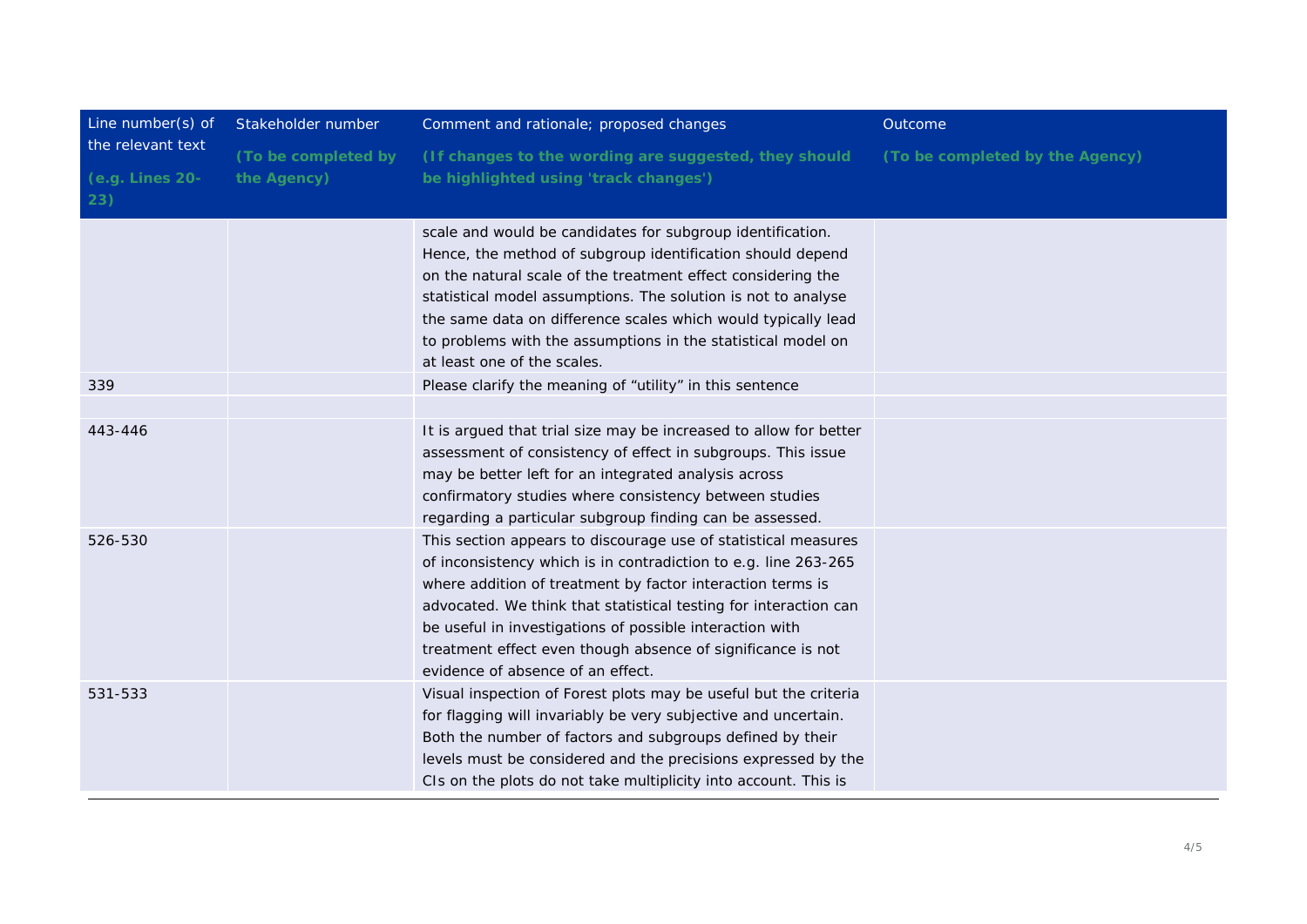| Line number(s) of the relevant text (e.g. Lines 20-23) | Stakeholder number (To be completed by the Agency) | Comment and rationale; proposed changes (If changes to the wording are suggested, they should be highlighted using 'track changes') | Outcome (To be completed by the Agency) |
|---|---|---|---|
| | | scale and would be candidates for subgroup identification. Hence, the method of subgroup identification should depend on the natural scale of the treatment effect considering the statistical model assumptions. The solution is not to analyse the same data on difference scales which would typically lead to problems with the assumptions in the statistical model on at least one of the scales. | |
| 339 | | Please clarify the meaning of "utility" in this sentence | |
| | | | |
| 443-446 | | It is argued that trial size may be increased to allow for better assessment of consistency of effect in subgroups. This issue may be better left for an integrated analysis across confirmatory studies where consistency between studies regarding a particular subgroup finding can be assessed. | |
| 526-530 | | This section appears to discourage use of statistical measures of inconsistency which is in contradiction to e.g. line 263-265 where addition of treatment by factor interaction terms is advocated. We think that statistical testing for interaction can be useful in investigations of possible interaction with treatment effect even though absence of significance is not evidence of absence of an effect. | |
| 531-533 | | Visual inspection of Forest plots may be useful but the criteria for flagging will invariably be very subjective and uncertain. Both the number of factors and subgroups defined by their levels must be considered and the precisions expressed by the CIs on the plots do not take multiplicity into account. This is | |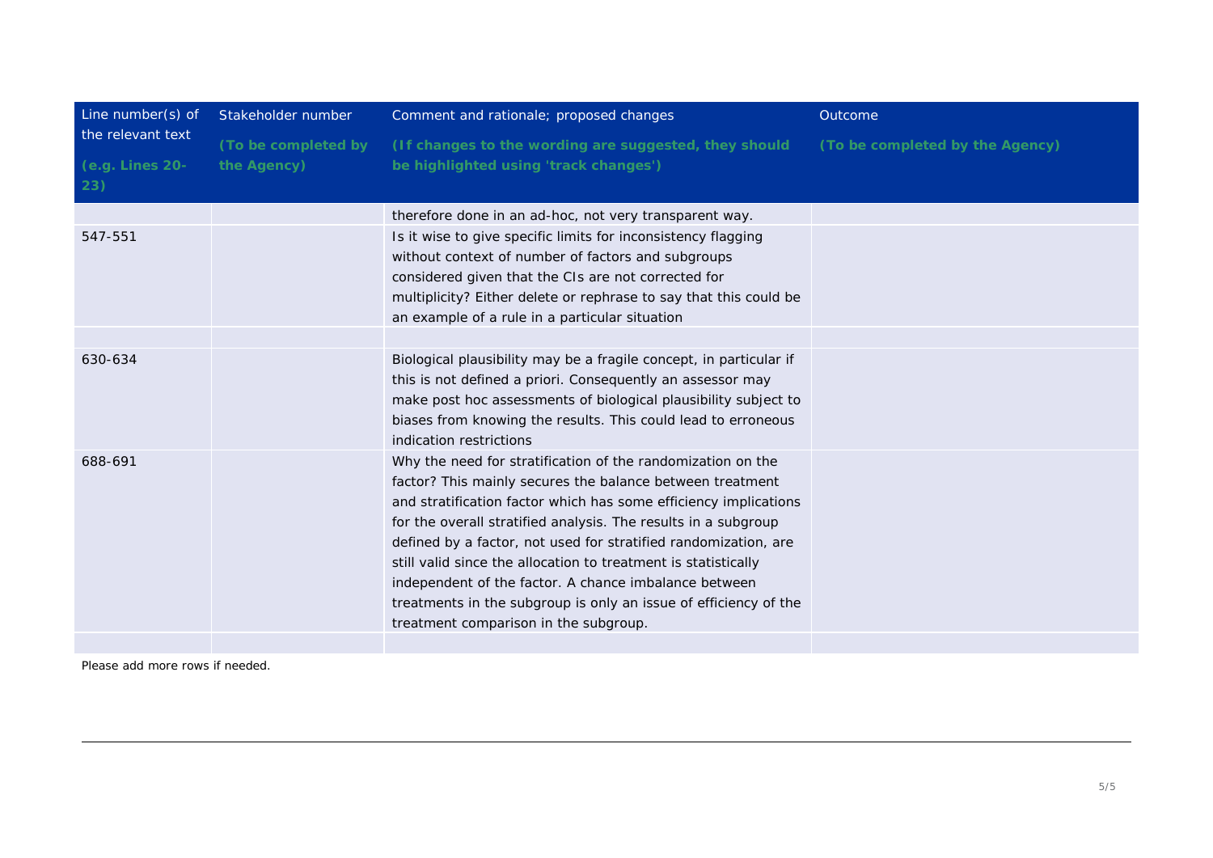| Line number(s) of the relevant text<br>**(e.g. Lines 20-23)** | Stakeholder number<br>**(To be completed by the Agency)** | Comment and rationale; proposed changes<br>**(If changes to the wording are suggested, they should be highlighted using 'track changes')** | Outcome<br>**(To be completed by the Agency)** |
|---|---|---|---|
| | | therefore done in an ad-hoc, not very transparent way. | |
| 547-551 | | Is it wise to give specific limits for inconsistency flagging without context of number of factors and subgroups considered given that the CIs are not corrected for multiplicity? Either delete or rephrase to say that this could be an example of a rule in a particular situation | |
| | | | |
| 630-634 | | Biological plausibility may be a fragile concept, in particular if this is not defined a priori. Consequently an assessor may make post hoc assessments of biological plausibility subject to biases from knowing the results. This could lead to erroneous indication restrictions | |
| 688-691 | | Why the need for stratification of the randomization on the factor? This mainly secures the balance between treatment and stratification factor which has some efficiency implications for the overall stratified analysis. The results in a subgroup defined by a factor, not used for stratified randomization, are still valid since the allocation to treatment is statistically independent of the factor. A chance imbalance between treatments in the subgroup is only an issue of efficiency of the treatment comparison in the subgroup. | |
| | | | |

Please add more rows if needed.